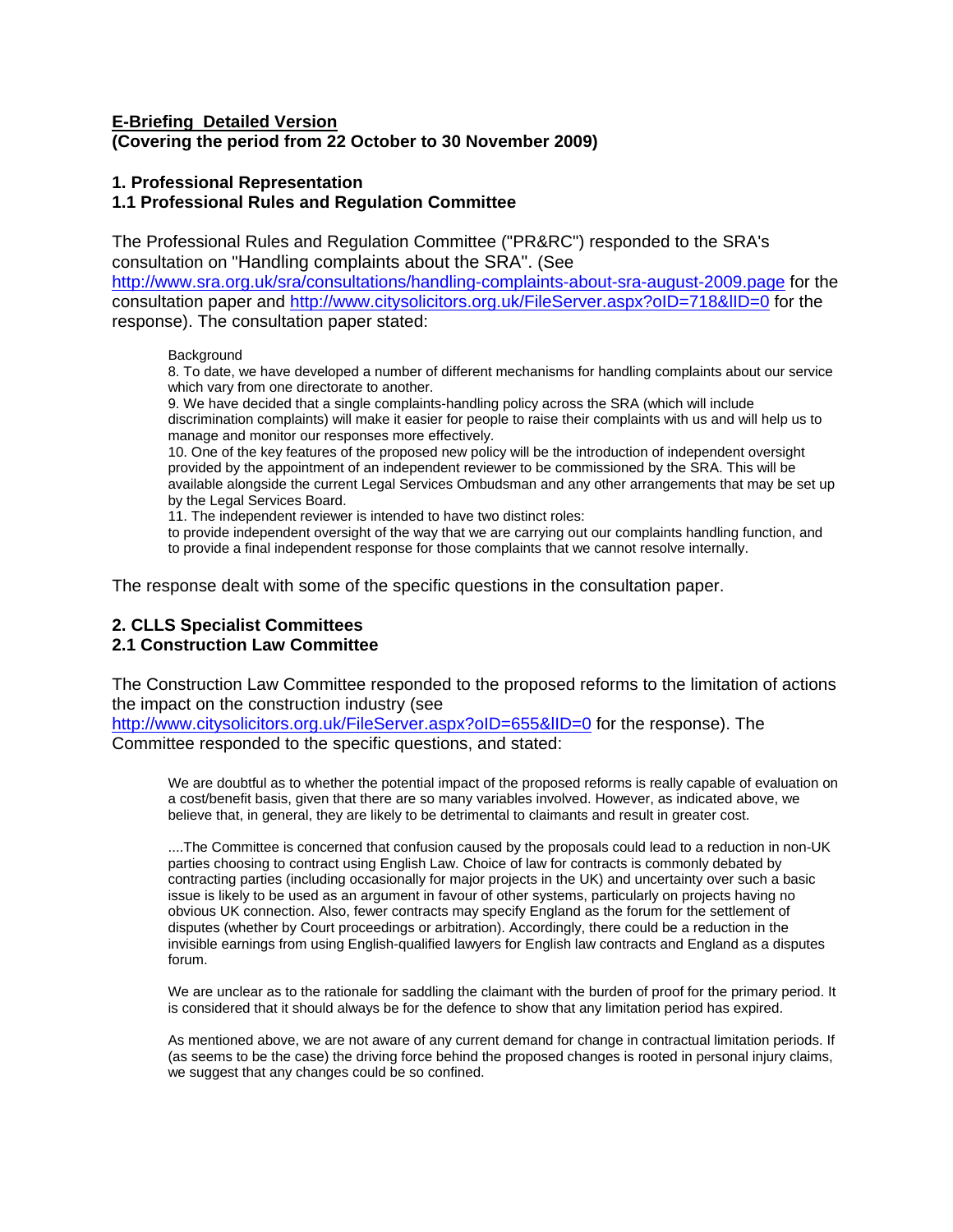**E-Briefing Detailed Version**
**(Covering the period from 22 October to 30 November 2009)**

### 1. Professional Representation

### 1.1 Professional Rules and Regulation Committee

The Professional Rules and Regulation Committee ("PR&RC") responded to the SRA's consultation on "Handling complaints about the SRA". (See http://www.sra.org.uk/sra/consultations/handling-complaints-about-sra-august-2009.page for the consultation paper and http://www.citysolicitors.org.uk/FileServer.aspx?oID=718&lID=0 for the response). The consultation paper stated:

> Background
> 8. To date, we have developed a number of different mechanisms for handling complaints about our service which vary from one directorate to another.
> 9. We have decided that a single complaints-handling policy across the SRA (which will include discrimination complaints) will make it easier for people to raise their complaints with us and will help us to manage and monitor our responses more effectively.
> 10. One of the key features of the proposed new policy will be the introduction of independent oversight provided by the appointment of an independent reviewer to be commissioned by the SRA. This will be available alongside the current Legal Services Ombudsman and any other arrangements that may be set up by the Legal Services Board.
> 11. The independent reviewer is intended to have two distinct roles:
> to provide independent oversight of the way that we are carrying out our complaints handling function, and
> to provide a final independent response for those complaints that we cannot resolve internally.

The response dealt with some of the specific questions in the consultation paper.

### 2. CLLS Specialist Committees

### 2.1 Construction Law Committee

The Construction Law Committee responded to the proposed reforms to the limitation of actions the impact on the construction industry (see http://www.citysolicitors.org.uk/FileServer.aspx?oID=655&lID=0 for the response). The Committee responded to the specific questions, and stated:

> We are doubtful as to whether the potential impact of the proposed reforms is really capable of evaluation on a cost/benefit basis, given that there are so many variables involved. However, as indicated above, we believe that, in general, they are likely to be detrimental to claimants and result in greater cost.
>
> ....The Committee is concerned that confusion caused by the proposals could lead to a reduction in non-UK parties choosing to contract using English Law. Choice of law for contracts is commonly debated by contracting parties (including occasionally for major projects in the UK) and uncertainty over such a basic issue is likely to be used as an argument in favour of other systems, particularly on projects having no obvious UK connection. Also, fewer contracts may specify England as the forum for the settlement of disputes (whether by Court proceedings or arbitration). Accordingly, there could be a reduction in the invisible earnings from using English-qualified lawyers for English law contracts and England as a disputes forum.
>
> We are unclear as to the rationale for saddling the claimant with the burden of proof for the primary period. It is considered that it should always be for the defence to show that any limitation period has expired.
>
> As mentioned above, we are not aware of any current demand for change in contractual limitation periods. If (as seems to be the case) the driving force behind the proposed changes is rooted in personal injury claims, we suggest that any changes could be so confined.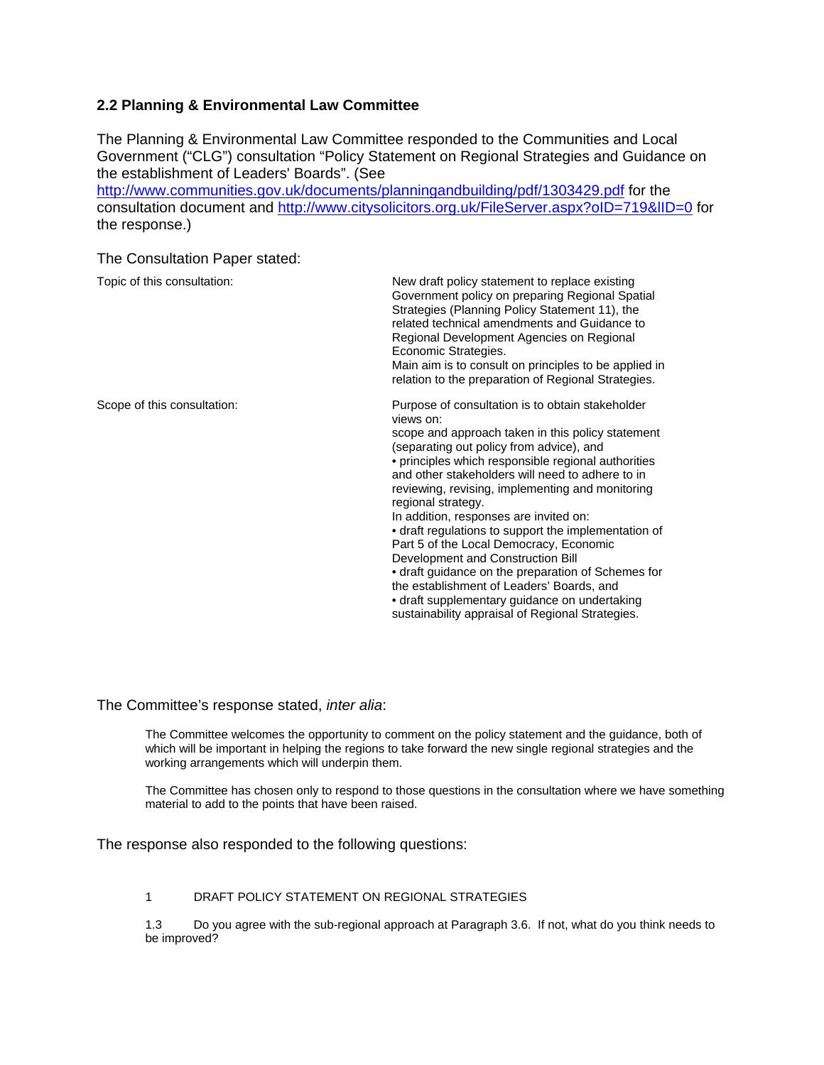### 2.2 Planning & Environmental Law Committee

The Planning & Environmental Law Committee responded to the Communities and Local Government ("CLG") consultation "Policy Statement on Regional Strategies and Guidance on the establishment of Leaders' Boards". (See http://www.communities.gov.uk/documents/planningandbuilding/pdf/1303429.pdf for the consultation document and http://www.citysolicitors.org.uk/FileServer.aspx?oID=719&lID=0 for the response.)

The Consultation Paper stated:

| | |
|---|---|
| Topic of this consultation: | New draft policy statement to replace existing Government policy on preparing Regional Spatial Strategies (Planning Policy Statement 11), the related technical amendments and Guidance to Regional Development Agencies on Regional Economic Strategies.<br>Main aim is to consult on principles to be applied in relation to the preparation of Regional Strategies. |
| Scope of this consultation: | Purpose of consultation is to obtain stakeholder views on:<br>scope and approach taken in this policy statement (separating out policy from advice), and<br>• principles which responsible regional authorities and other stakeholders will need to adhere to in reviewing, revising, implementing and monitoring regional strategy.<br>In addition, responses are invited on:<br>• draft regulations to support the implementation of Part 5 of the Local Democracy, Economic Development and Construction Bill<br>• draft guidance on the preparation of Schemes for the establishment of Leaders' Boards, and<br>• draft supplementary guidance on undertaking sustainability appraisal of Regional Strategies. |

The Committee's response stated, *inter alia*:

> The Committee welcomes the opportunity to comment on the policy statement and the guidance, both of which will be important in helping the regions to take forward the new single regional strategies and the working arrangements which will underpin them.
>
> The Committee has chosen only to respond to those questions in the consultation where we have something material to add to the points that have been raised.

The response also responded to the following questions:

> 1 DRAFT POLICY STATEMENT ON REGIONAL STRATEGIES
>
> 1.3 Do you agree with the sub-regional approach at Paragraph 3.6. If not, what do you think needs to be improved?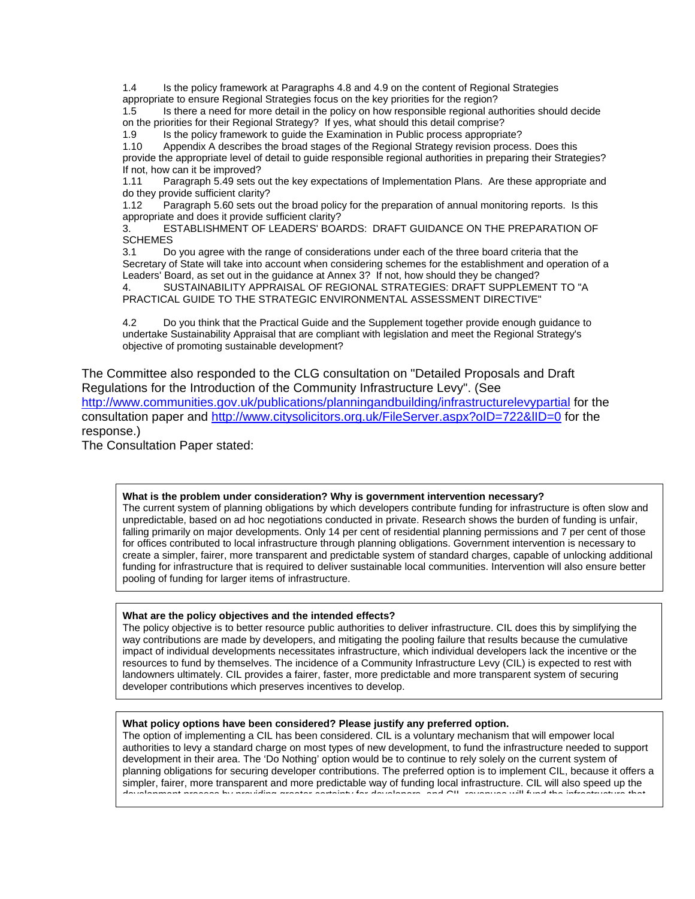1.4 Is the policy framework at Paragraphs 4.8 and 4.9 on the content of Regional Strategies appropriate to ensure Regional Strategies focus on the key priorities for the region?

1.5 Is there a need for more detail in the policy on how responsible regional authorities should decide on the priorities for their Regional Strategy? If yes, what should this detail comprise?

1.9 Is the policy framework to guide the Examination in Public process appropriate?

1.10 Appendix A describes the broad stages of the Regional Strategy revision process. Does this provide the appropriate level of detail to guide responsible regional authorities in preparing their Strategies? If not, how can it be improved?

1.11 Paragraph 5.49 sets out the key expectations of Implementation Plans. Are these appropriate and do they provide sufficient clarity?

1.12 Paragraph 5.60 sets out the broad policy for the preparation of annual monitoring reports. Is this appropriate and does it provide sufficient clarity?

3. ESTABLISHMENT OF LEADERS' BOARDS: DRAFT GUIDANCE ON THE PREPARATION OF SCHEMES

3.1 Do you agree with the range of considerations under each of the three board criteria that the Secretary of State will take into account when considering schemes for the establishment and operation of a Leaders' Board, as set out in the guidance at Annex 3? If not, how should they be changed?

4. SUSTAINABILITY APPRAISAL OF REGIONAL STRATEGIES: DRAFT SUPPLEMENT TO "A PRACTICAL GUIDE TO THE STRATEGIC ENVIRONMENTAL ASSESSMENT DIRECTIVE"

4.2 Do you think that the Practical Guide and the Supplement together provide enough guidance to undertake Sustainability Appraisal that are compliant with legislation and meet the Regional Strategy's objective of promoting sustainable development?

The Committee also responded to the CLG consultation on "Detailed Proposals and Draft Regulations for the Introduction of the Community Infrastructure Levy". (See http://www.communities.gov.uk/publications/planningandbuilding/infrastructurelevypartial for the consultation paper and http://www.citysolicitors.org.uk/FileServer.aspx?oID=722&lID=0 for the response.)

The Consultation Paper stated:

**What is the problem under consideration? Why is government intervention necessary?**

The current system of planning obligations by which developers contribute funding for infrastructure is often slow and unpredictable, based on ad hoc negotiations conducted in private. Research shows the burden of funding is unfair, falling primarily on major developments. Only 14 per cent of residential planning permissions and 7 per cent of those for offices contributed to local infrastructure through planning obligations. Government intervention is necessary to create a simpler, fairer, more transparent and predictable system of standard charges, capable of unlocking additional funding for infrastructure that is required to deliver sustainable local communities. Intervention will also ensure better pooling of funding for larger items of infrastructure.

**What are the policy objectives and the intended effects?**

The policy objective is to better resource public authorities to deliver infrastructure. CIL does this by simplifying the way contributions are made by developers, and mitigating the pooling failure that results because the cumulative impact of individual developments necessitates infrastructure, which individual developers lack the incentive or the resources to fund by themselves. The incidence of a Community Infrastructure Levy (CIL) is expected to rest with landowners ultimately. CIL provides a fairer, faster, more predictable and more transparent system of securing developer contributions which preserves incentives to develop.

**What policy options have been considered? Please justify any preferred option.**

The option of implementing a CIL has been considered. CIL is a voluntary mechanism that will empower local authorities to levy a standard charge on most types of new development, to fund the infrastructure needed to support development in their area. The 'Do Nothing' option would be to continue to rely solely on the current system of planning obligations for securing developer contributions. The preferred option is to implement CIL, because it offers a simpler, fairer, more transparent and more predictable way of funding local infrastructure. CIL will also speed up the development process by providing greater certainty for developers, and CIL revenues will fund the infrastructure that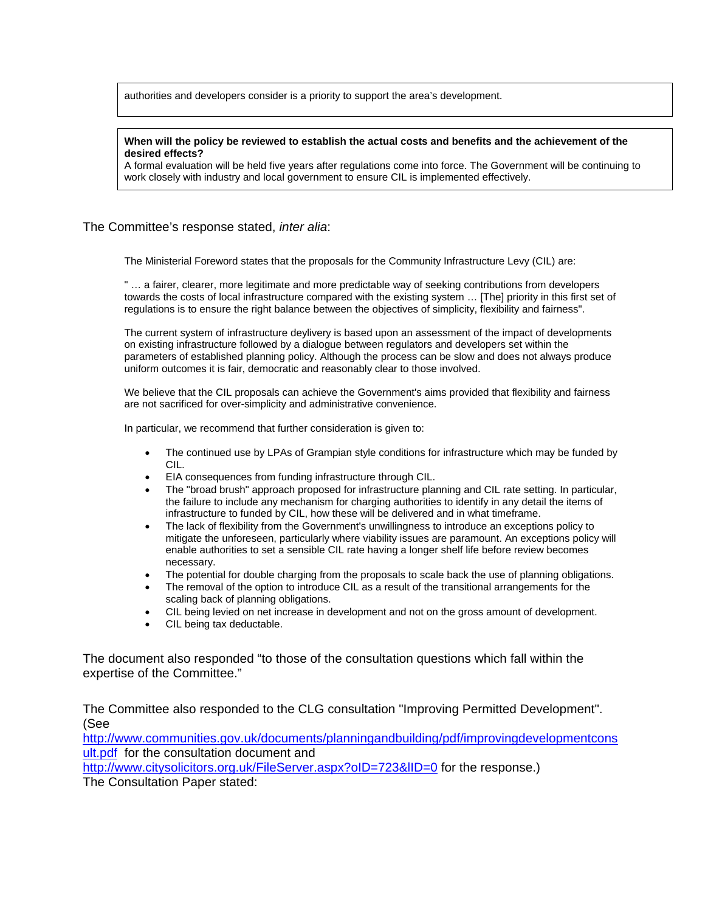authorities and developers consider is a priority to support the area's development.

**When will the policy be reviewed to establish the actual costs and benefits and the achievement of the desired effects?**
A formal evaluation will be held five years after regulations come into force. The Government will be continuing to work closely with industry and local government to ensure CIL is implemented effectively.

The Committee's response stated, *inter alia*:

> The Ministerial Foreword states that the proposals for the Community Infrastructure Levy (CIL) are:
>
> " … a fairer, clearer, more legitimate and more predictable way of seeking contributions from developers towards the costs of local infrastructure compared with the existing system … [The] priority in this first set of regulations is to ensure the right balance between the objectives of simplicity, flexibility and fairness".
>
> The current system of infrastructure deylivery is based upon an assessment of the impact of developments on existing infrastructure followed by a dialogue between regulators and developers set within the parameters of established planning policy. Although the process can be slow and does not always produce uniform outcomes it is fair, democratic and reasonably clear to those involved.
>
> We believe that the CIL proposals can achieve the Government's aims provided that flexibility and fairness are not sacrificed for over-simplicity and administrative convenience.
>
> In particular, we recommend that further consideration is given to:
>
> - The continued use by LPAs of Grampian style conditions for infrastructure which may be funded by CIL.
> - EIA consequences from funding infrastructure through CIL.
> - The "broad brush" approach proposed for infrastructure planning and CIL rate setting. In particular, the failure to include any mechanism for charging authorities to identify in any detail the items of infrastructure to funded by CIL, how these will be delivered and in what timeframe.
> - The lack of flexibility from the Government's unwillingness to introduce an exceptions policy to mitigate the unforeseen, particularly where viability issues are paramount. An exceptions policy will enable authorities to set a sensible CIL rate having a longer shelf life before review becomes necessary.
> - The potential for double charging from the proposals to scale back the use of planning obligations.
> - The removal of the option to introduce CIL as a result of the transitional arrangements for the scaling back of planning obligations.
> - CIL being levied on net increase in development and not on the gross amount of development.
> - CIL being tax deductable.

The document also responded "to those of the consultation questions which fall within the expertise of the Committee."

The Committee also responded to the CLG consultation "Improving Permitted Development". (See http://www.communities.gov.uk/documents/planningandbuilding/pdf/improvingdevelopmentconsult.pdf for the consultation document and http://www.citysolicitors.org.uk/FileServer.aspx?oID=723&lID=0 for the response.)
The Consultation Paper stated: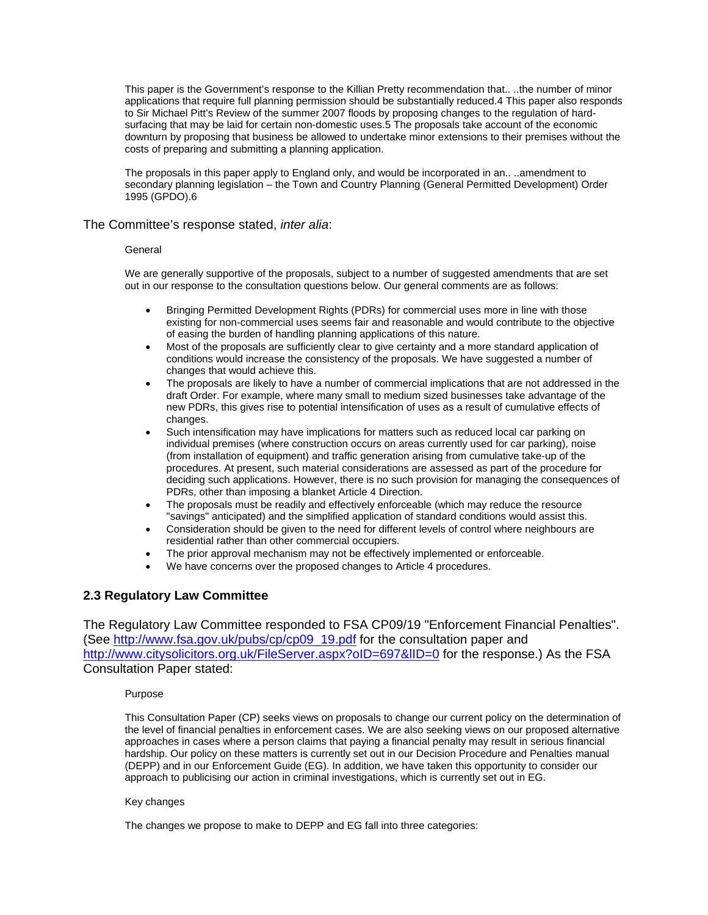> This paper is the Government's response to the Killian Pretty recommendation that.. ..the number of minor applications that require full planning permission should be substantially reduced.4 This paper also responds to Sir Michael Pitt's Review of the summer 2007 floods by proposing changes to the regulation of hard-surfacing that may be laid for certain non-domestic uses.5 The proposals take account of the economic downturn by proposing that business be allowed to undertake minor extensions to their premises without the costs of preparing and submitting a planning application.
>
> The proposals in this paper apply to England only, and would be incorporated in an.. ..amendment to secondary planning legislation – the Town and Country Planning (General Permitted Development) Order 1995 (GPDO).6

The Committee's response stated, *inter alia*:

> General
>
> We are generally supportive of the proposals, subject to a number of suggested amendments that are set out in our response to the consultation questions below. Our general comments are as follows:
>
> - Bringing Permitted Development Rights (PDRs) for commercial uses more in line with those existing for non-commercial uses seems fair and reasonable and would contribute to the objective of easing the burden of handling planning applications of this nature.
> - Most of the proposals are sufficiently clear to give certainty and a more standard application of conditions would increase the consistency of the proposals. We have suggested a number of changes that would achieve this.
> - The proposals are likely to have a number of commercial implications that are not addressed in the draft Order. For example, where many small to medium sized businesses take advantage of the new PDRs, this gives rise to potential intensification of uses as a result of cumulative effects of changes.
> - Such intensification may have implications for matters such as reduced local car parking on individual premises (where construction occurs on areas currently used for car parking), noise (from installation of equipment) and traffic generation arising from cumulative take-up of the procedures. At present, such material considerations are assessed as part of the procedure for deciding such applications. However, there is no such provision for managing the consequences of PDRs, other than imposing a blanket Article 4 Direction.
> - The proposals must be readily and effectively enforceable (which may reduce the resource "savings" anticipated) and the simplified application of standard conditions would assist this.
> - Consideration should be given to the need for different levels of control where neighbours are residential rather than other commercial occupiers.
> - The prior approval mechanism may not be effectively implemented or enforceable.
> - We have concerns over the proposed changes to Article 4 procedures.

### 2.3 Regulatory Law Committee

The Regulatory Law Committee responded to FSA CP09/19 "Enforcement Financial Penalties". (See http://www.fsa.gov.uk/pubs/cp/cp09_19.pdf for the consultation paper and http://www.citysolicitors.org.uk/FileServer.aspx?oID=697&lID=0 for the response.) As the FSA Consultation Paper stated:

> Purpose
>
> This Consultation Paper (CP) seeks views on proposals to change our current policy on the determination of the level of financial penalties in enforcement cases. We are also seeking views on our proposed alternative approaches in cases where a person claims that paying a financial penalty may result in serious financial hardship. Our policy on these matters is currently set out in our Decision Procedure and Penalties manual (DEPP) and in our Enforcement Guide (EG). In addition, we have taken this opportunity to consider our approach to publicising our action in criminal investigations, which is currently set out in EG.
>
> Key changes
>
> The changes we propose to make to DEPP and EG fall into three categories: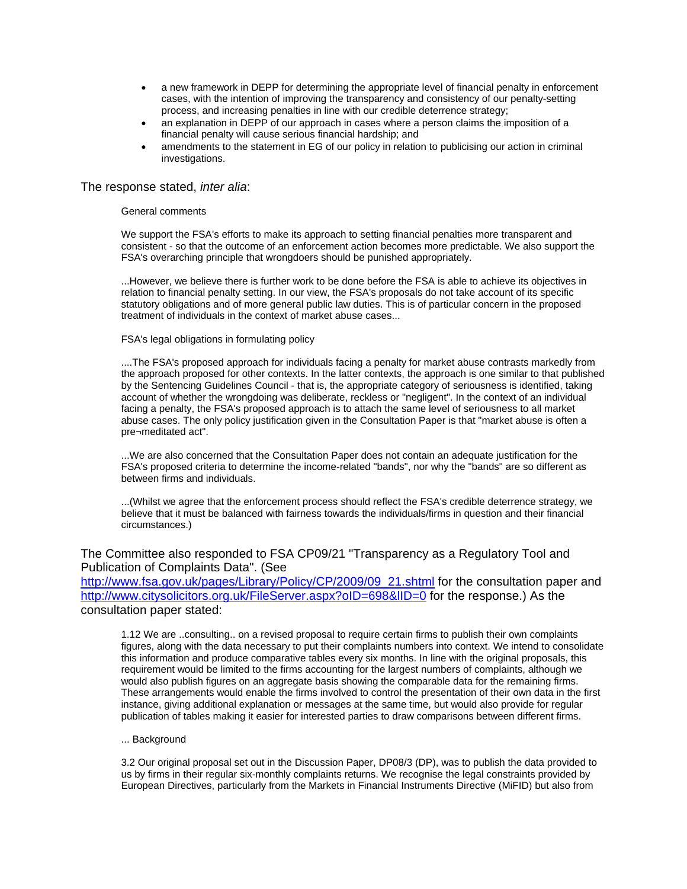- a new framework in DEPP for determining the appropriate level of financial penalty in enforcement cases, with the intention of improving the transparency and consistency of our penalty-setting process, and increasing penalties in line with our credible deterrence strategy;
- an explanation in DEPP of our approach in cases where a person claims the imposition of a financial penalty will cause serious financial hardship; and
- amendments to the statement in EG of our policy in relation to publicising our action in criminal investigations.

The response stated, *inter alia*:

> General comments
>
> We support the FSA's efforts to make its approach to setting financial penalties more transparent and consistent - so that the outcome of an enforcement action becomes more predictable. We also support the FSA's overarching principle that wrongdoers should be punished appropriately.
>
> ...However, we believe there is further work to be done before the FSA is able to achieve its objectives in relation to financial penalty setting. In our view, the FSA's proposals do not take account of its specific statutory obligations and of more general public law duties. This is of particular concern in the proposed treatment of individuals in the context of market abuse cases...
>
> FSA's legal obligations in formulating policy
>
> ....The FSA's proposed approach for individuals facing a penalty for market abuse contrasts markedly from the approach proposed for other contexts. In the latter contexts, the approach is one similar to that published by the Sentencing Guidelines Council - that is, the appropriate category of seriousness is identified, taking account of whether the wrongdoing was deliberate, reckless or "negligent". In the context of an individual facing a penalty, the FSA's proposed approach is to attach the same level of seriousness to all market abuse cases. The only policy justification given in the Consultation Paper is that "market abuse is often a pre¬meditated act".
>
> ...We are also concerned that the Consultation Paper does not contain an adequate justification for the FSA's proposed criteria to determine the income-related "bands", nor why the "bands" are so different as between firms and individuals.
>
> ...(Whilst we agree that the enforcement process should reflect the FSA's credible deterrence strategy, we believe that it must be balanced with fairness towards the individuals/firms in question and their financial circumstances.)

The Committee also responded to FSA CP09/21 "Transparency as a Regulatory Tool and Publication of Complaints Data". (See http://www.fsa.gov.uk/pages/Library/Policy/CP/2009/09_21.shtml for the consultation paper and http://www.citysolicitors.org.uk/FileServer.aspx?oID=698&lID=0 for the response.) As the consultation paper stated:

> 1.12 We are ..consulting.. on a revised proposal to require certain firms to publish their own complaints figures, along with the data necessary to put their complaints numbers into context. We intend to consolidate this information and produce comparative tables every six months. In line with the original proposals, this requirement would be limited to the firms accounting for the largest numbers of complaints, although we would also publish figures on an aggregate basis showing the comparable data for the remaining firms. These arrangements would enable the firms involved to control the presentation of their own data in the first instance, giving additional explanation or messages at the same time, but would also provide for regular publication of tables making it easier for interested parties to draw comparisons between different firms.
>
> ... Background
>
> 3.2 Our original proposal set out in the Discussion Paper, DP08/3 (DP), was to publish the data provided to us by firms in their regular six-monthly complaints returns. We recognise the legal constraints provided by European Directives, particularly from the Markets in Financial Instruments Directive (MiFID) but also from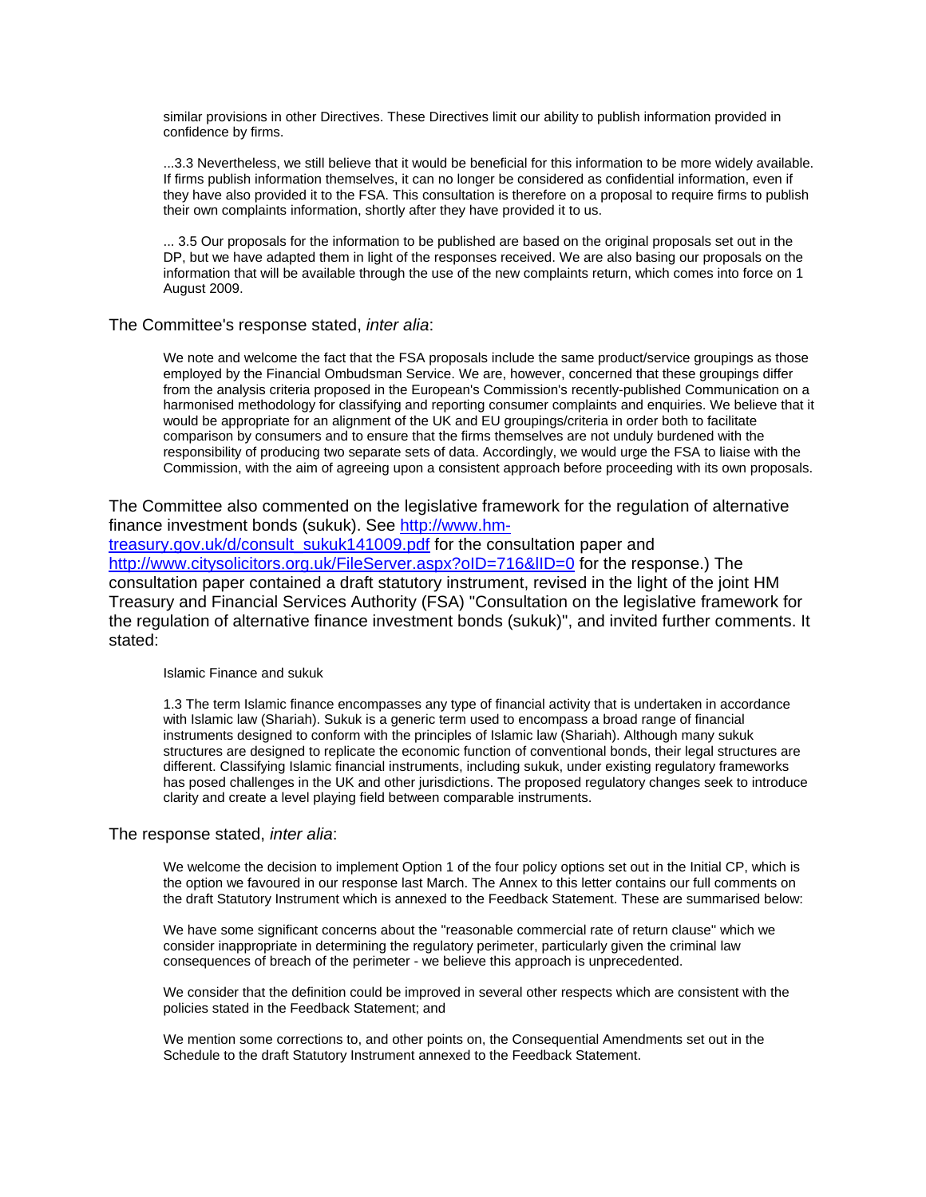> similar provisions in other Directives. These Directives limit our ability to publish information provided in confidence by firms.
>
> ...3.3 Nevertheless, we still believe that it would be beneficial for this information to be more widely available. If firms publish information themselves, it can no longer be considered as confidential information, even if they have also provided it to the FSA. This consultation is therefore on a proposal to require firms to publish their own complaints information, shortly after they have provided it to us.
>
> ... 3.5 Our proposals for the information to be published are based on the original proposals set out in the DP, but we have adapted them in light of the responses received. We are also basing our proposals on the information that will be available through the use of the new complaints return, which comes into force on 1 August 2009.

The Committee's response stated, *inter alia*:

> We note and welcome the fact that the FSA proposals include the same product/service groupings as those employed by the Financial Ombudsman Service. We are, however, concerned that these groupings differ from the analysis criteria proposed in the European's Commission's recently-published Communication on a harmonised methodology for classifying and reporting consumer complaints and enquiries. We believe that it would be appropriate for an alignment of the UK and EU groupings/criteria in order both to facilitate comparison by consumers and to ensure that the firms themselves are not unduly burdened with the responsibility of producing two separate sets of data. Accordingly, we would urge the FSA to liaise with the Commission, with the aim of agreeing upon a consistent approach before proceeding with its own proposals.

The Committee also commented on the legislative framework for the regulation of alternative finance investment bonds (sukuk). See [http://www.hm-treasury.gov.uk/d/consult_sukuk141009.pdf](http://www.hm-treasury.gov.uk/d/consult_sukuk141009.pdf) for the consultation paper and [http://www.citysolicitors.org.uk/FileServer.aspx?oID=716&lID=0](http://www.citysolicitors.org.uk/FileServer.aspx?oID=716&lID=0) for the response.) The consultation paper contained a draft statutory instrument, revised in the light of the joint HM Treasury and Financial Services Authority (FSA) "Consultation on the legislative framework for the regulation of alternative finance investment bonds (sukuk)", and invited further comments. It stated:

> Islamic Finance and sukuk
>
> 1.3 The term Islamic finance encompasses any type of financial activity that is undertaken in accordance with Islamic law (Shariah). Sukuk is a generic term used to encompass a broad range of financial instruments designed to conform with the principles of Islamic law (Shariah). Although many sukuk structures are designed to replicate the economic function of conventional bonds, their legal structures are different. Classifying Islamic financial instruments, including sukuk, under existing regulatory frameworks has posed challenges in the UK and other jurisdictions. The proposed regulatory changes seek to introduce clarity and create a level playing field between comparable instruments.

The response stated, *inter alia*:

> We welcome the decision to implement Option 1 of the four policy options set out in the Initial CP, which is the option we favoured in our response last March. The Annex to this letter contains our full comments on the draft Statutory Instrument which is annexed to the Feedback Statement. These are summarised below:
>
> We have some significant concerns about the "reasonable commercial rate of return clause" which we consider inappropriate in determining the regulatory perimeter, particularly given the criminal law consequences of breach of the perimeter - we believe this approach is unprecedented.
>
> We consider that the definition could be improved in several other respects which are consistent with the policies stated in the Feedback Statement; and
>
> We mention some corrections to, and other points on, the Consequential Amendments set out in the Schedule to the draft Statutory Instrument annexed to the Feedback Statement.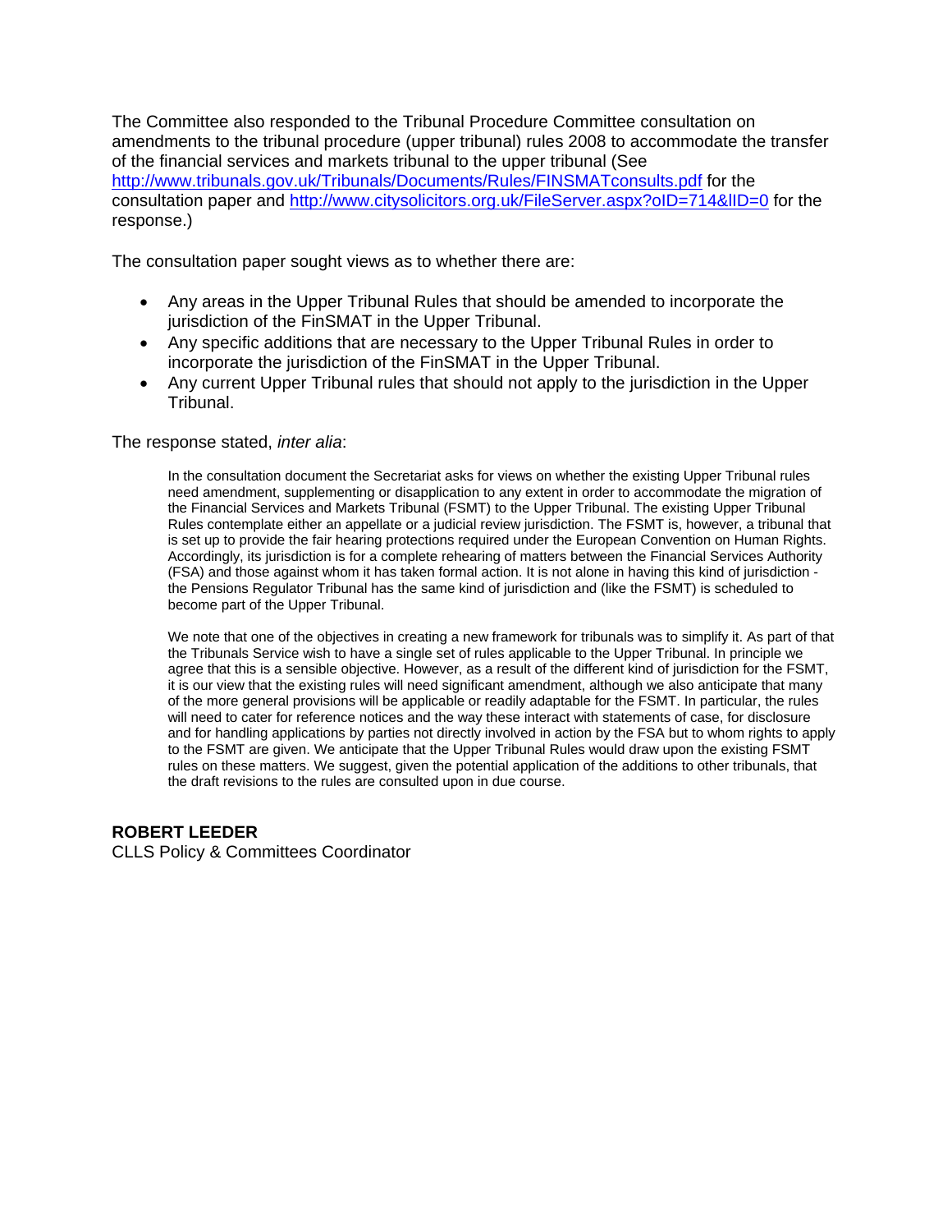The Committee also responded to the Tribunal Procedure Committee consultation on amendments to the tribunal procedure (upper tribunal) rules 2008 to accommodate the transfer of the financial services and markets tribunal to the upper tribunal (See [http://www.tribunals.gov.uk/Tribunals/Documents/Rules/FINSMATconsults.pdf](http://www.tribunals.gov.uk/Tribunals/Documents/Rules/FINSMATconsults.pdf) for the consultation paper and [http://www.citysolicitors.org.uk/FileServer.aspx?oID=714&lID=0](http://www.citysolicitors.org.uk/FileServer.aspx?oID=714&lID=0) for the response.)

The consultation paper sought views as to whether there are:

- Any areas in the Upper Tribunal Rules that should be amended to incorporate the jurisdiction of the FinSMAT in the Upper Tribunal.
- Any specific additions that are necessary to the Upper Tribunal Rules in order to incorporate the jurisdiction of the FinSMAT in the Upper Tribunal.
- Any current Upper Tribunal rules that should not apply to the jurisdiction in the Upper Tribunal.

The response stated, *inter alia*:

> In the consultation document the Secretariat asks for views on whether the existing Upper Tribunal rules need amendment, supplementing or disapplication to any extent in order to accommodate the migration of the Financial Services and Markets Tribunal (FSMT) to the Upper Tribunal. The existing Upper Tribunal Rules contemplate either an appellate or a judicial review jurisdiction. The FSMT is, however, a tribunal that is set up to provide the fair hearing protections required under the European Convention on Human Rights. Accordingly, its jurisdiction is for a complete rehearing of matters between the Financial Services Authority (FSA) and those against whom it has taken formal action. It is not alone in having this kind of jurisdiction - the Pensions Regulator Tribunal has the same kind of jurisdiction and (like the FSMT) is scheduled to become part of the Upper Tribunal.
>
> We note that one of the objectives in creating a new framework for tribunals was to simplify it. As part of that the Tribunals Service wish to have a single set of rules applicable to the Upper Tribunal. In principle we agree that this is a sensible objective. However, as a result of the different kind of jurisdiction for the FSMT, it is our view that the existing rules will need significant amendment, although we also anticipate that many of the more general provisions will be applicable or readily adaptable for the FSMT. In particular, the rules will need to cater for reference notices and the way these interact with statements of case, for disclosure and for handling applications by parties not directly involved in action by the FSA but to whom rights to apply to the FSMT are given. We anticipate that the Upper Tribunal Rules would draw upon the existing FSMT rules on these matters. We suggest, given the potential application of the additions to other tribunals, that the draft revisions to the rules are consulted upon in due course.

**ROBERT LEEDER**
CLLS Policy & Committees Coordinator